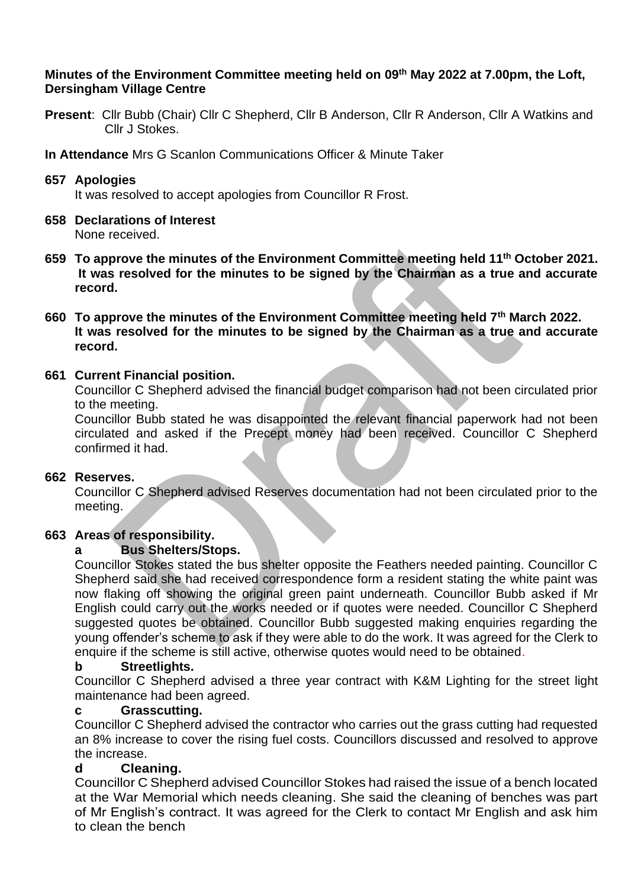**Minutes of the Environment Committee meeting held on 09th May 2022 at 7.00pm, the Loft, Dersingham Village Centre**

**Present**: Cllr Bubb (Chair) Cllr C Shepherd, Cllr B Anderson, Cllr R Anderson, Cllr A Watkins and Cllr J Stokes.

**In Attendance** Mrs G Scanlon Communications Officer & Minute Taker

**657 Apologies**

It was resolved to accept apologies from Councillor R Frost.

**658 Declarations of Interest**

None received.

**659 To approve the minutes of the Environment Committee meeting held 11th October 2021. It was resolved for the minutes to be signed by the Chairman as a true and accurate record.**

**660 To approve the minutes of the Environment Committee meeting held 7th March 2022. It was resolved for the minutes to be signed by the Chairman as a true and accurate record.**

**661 Current Financial position.**

Councillor C Shepherd advised the financial budget comparison had not been circulated prior to the meeting.

Councillor Bubb stated he was disappointed the relevant financial paperwork had not been circulated and asked if the Precept money had been received. Councillor C Shepherd confirmed it had.

**662 Reserves.**

Councillor C Shepherd advised Reserves documentation had not been circulated prior to the meeting.

**663 Areas of responsibility.**

**a Bus Shelters/Stops.**

Councillor Stokes stated the bus shelter opposite the Feathers needed painting. Councillor C Shepherd said she had received correspondence form a resident stating the white paint was now flaking off showing the original green paint underneath. Councillor Bubb asked if Mr English could carry out the works needed or if quotes were needed. Councillor C Shepherd suggested quotes be obtained. Councillor Bubb suggested making enquiries regarding the young offender's scheme to ask if they were able to do the work. It was agreed for the Clerk to enquire if the scheme is still active, otherwise quotes would need to be obtained.

**b Streetlights.**

Councillor C Shepherd advised a three year contract with K&M Lighting for the street light maintenance had been agreed.

**c Grasscutting.**

Councillor C Shepherd advised the contractor who carries out the grass cutting had requested an 8% increase to cover the rising fuel costs. Councillors discussed and resolved to approve the increase.

**d Cleaning.**

Councillor C Shepherd advised Councillor Stokes had raised the issue of a bench located at the War Memorial which needs cleaning. She said the cleaning of benches was part of Mr English's contract. It was agreed for the Clerk to contact Mr English and ask him to clean the bench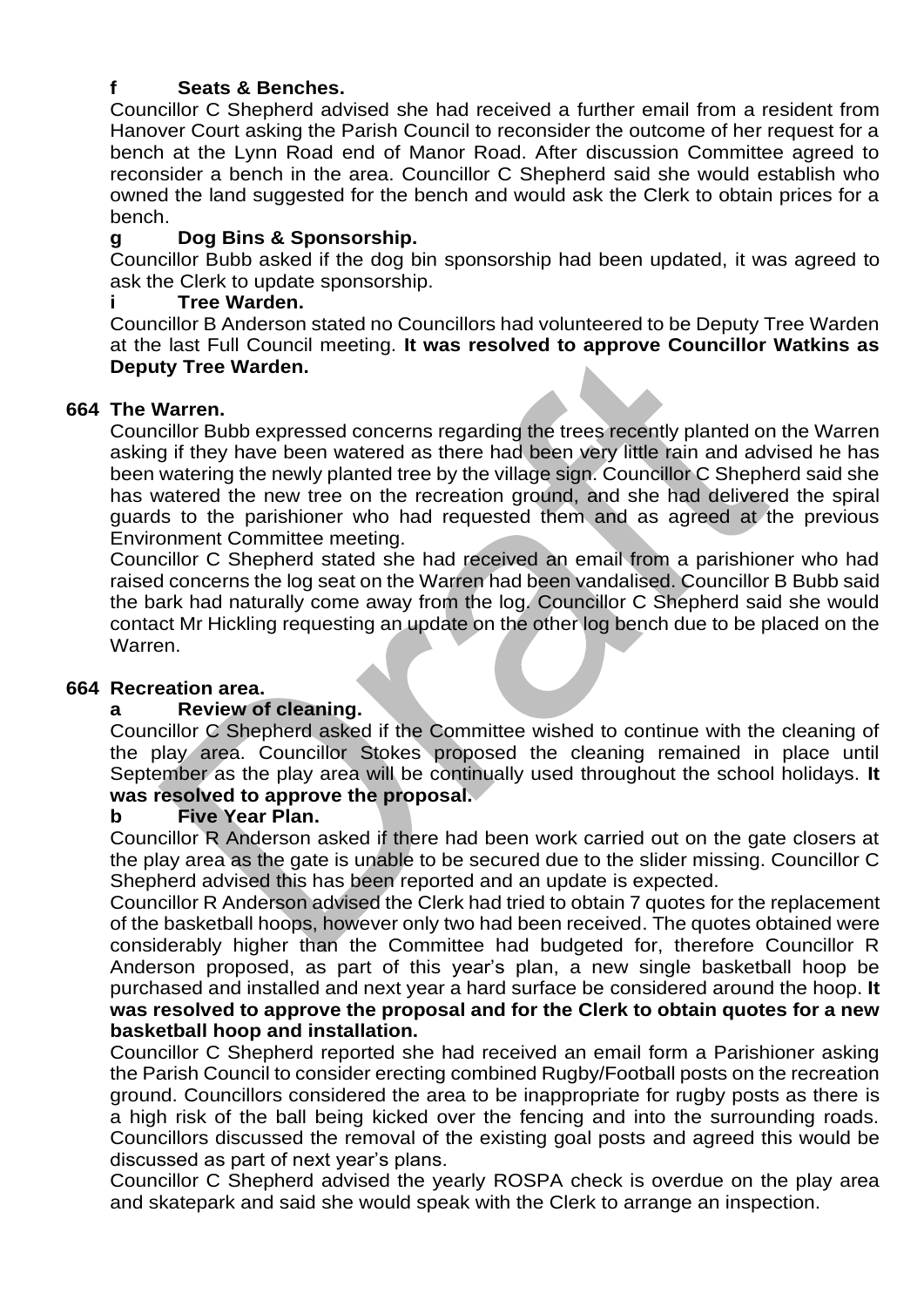**f Seats & Benches.**

Councillor C Shepherd advised she had received a further email from a resident from Hanover Court asking the Parish Council to reconsider the outcome of her request for a bench at the Lynn Road end of Manor Road. After discussion Committee agreed to reconsider a bench in the area. Councillor C Shepherd said she would establish who owned the land suggested for the bench and would ask the Clerk to obtain prices for a bench.

**g Dog Bins & Sponsorship.**

Councillor Bubb asked if the dog bin sponsorship had been updated, it was agreed to ask the Clerk to update sponsorship.

**i Tree Warden.**

Councillor B Anderson stated no Councillors had volunteered to be Deputy Tree Warden at the last Full Council meeting. **It was resolved to approve Councillor Watkins as Deputy Tree Warden.**

**664 The Warren.**

Councillor Bubb expressed concerns regarding the trees recently planted on the Warren asking if they have been watered as there had been very little rain and advised he has been watering the newly planted tree by the village sign. Councillor C Shepherd said she has watered the new tree on the recreation ground, and she had delivered the spiral guards to the parishioner who had requested them and as agreed at the previous Environment Committee meeting.

Councillor C Shepherd stated she had received an email from a parishioner who had raised concerns the log seat on the Warren had been vandalised. Councillor B Bubb said the bark had naturally come away from the log. Councillor C Shepherd said she would contact Mr Hickling requesting an update on the other log bench due to be placed on the Warren.

**664 Recreation area.**

**a Review of cleaning.**

Councillor C Shepherd asked if the Committee wished to continue with the cleaning of the play area. Councillor Stokes proposed the cleaning remained in place until September as the play area will be continually used throughout the school holidays. **It was resolved to approve the proposal.**

**b Five Year Plan.**

Councillor R Anderson asked if there had been work carried out on the gate closers at the play area as the gate is unable to be secured due to the slider missing. Councillor C Shepherd advised this has been reported and an update is expected.

Councillor R Anderson advised the Clerk had tried to obtain 7 quotes for the replacement of the basketball hoops, however only two had been received. The quotes obtained were considerably higher than the Committee had budgeted for, therefore Councillor R Anderson proposed, as part of this year's plan, a new single basketball hoop be purchased and installed and next year a hard surface be considered around the hoop. **It was resolved to approve the proposal and for the Clerk to obtain quotes for a new basketball hoop and installation.**

Councillor C Shepherd reported she had received an email form a Parishioner asking the Parish Council to consider erecting combined Rugby/Football posts on the recreation ground. Councillors considered the area to be inappropriate for rugby posts as there is a high risk of the ball being kicked over the fencing and into the surrounding roads. Councillors discussed the removal of the existing goal posts and agreed this would be discussed as part of next year's plans.

Councillor C Shepherd advised the yearly ROSPA check is overdue on the play area and skatepark and said she would speak with the Clerk to arrange an inspection.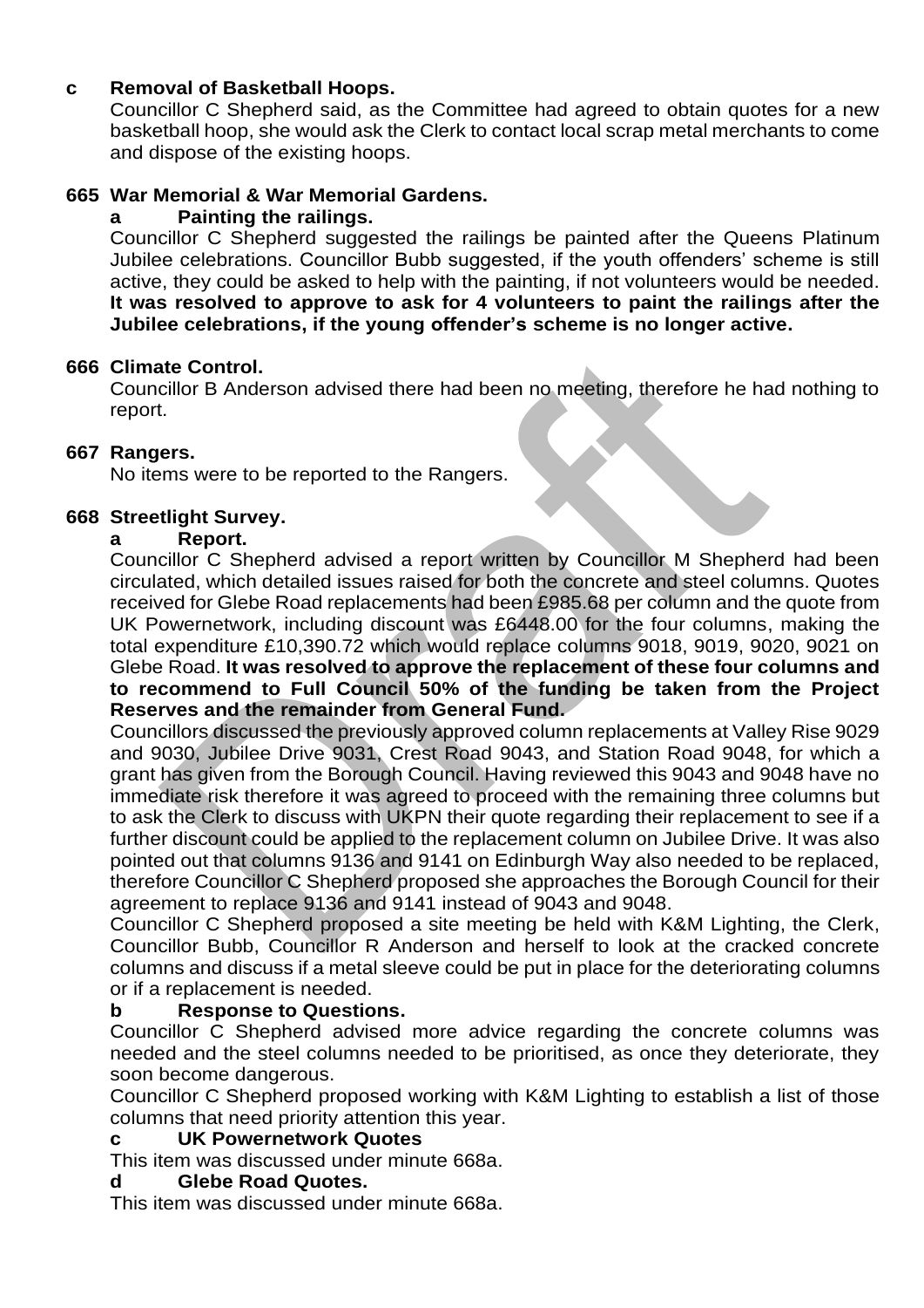**c Removal of Basketball Hoops.**

Councillor C Shepherd said, as the Committee had agreed to obtain quotes for a new basketball hoop, she would ask the Clerk to contact local scrap metal merchants to come and dispose of the existing hoops.

**665 War Memorial & War Memorial Gardens.**

**a Painting the railings.**

Councillor C Shepherd suggested the railings be painted after the Queens Platinum Jubilee celebrations. Councillor Bubb suggested, if the youth offenders' scheme is still active, they could be asked to help with the painting, if not volunteers would be needed. **It was resolved to approve to ask for 4 volunteers to paint the railings after the Jubilee celebrations, if the young offender's scheme is no longer active.**

**666 Climate Control.**

Councillor B Anderson advised there had been no meeting, therefore he had nothing to report.

**667 Rangers.**

No items were to be reported to the Rangers.

**668 Streetlight Survey.**

**a Report.**

Councillor C Shepherd advised a report written by Councillor M Shepherd had been circulated, which detailed issues raised for both the concrete and steel columns. Quotes received for Glebe Road replacements had been £985.68 per column and the quote from UK Powernetwork, including discount was £6448.00 for the four columns, making the total expenditure £10,390.72 which would replace columns 9018, 9019, 9020, 9021 on Glebe Road. **It was resolved to approve the replacement of these four columns and to recommend to Full Council 50% of the funding be taken from the Project Reserves and the remainder from General Fund.**

Councillors discussed the previously approved column replacements at Valley Rise 9029 and 9030, Jubilee Drive 9031, Crest Road 9043, and Station Road 9048, for which a grant has given from the Borough Council. Having reviewed this 9043 and 9048 have no immediate risk therefore it was agreed to proceed with the remaining three columns but to ask the Clerk to discuss with UKPN their quote regarding their replacement to see if a further discount could be applied to the replacement column on Jubilee Drive. It was also pointed out that columns 9136 and 9141 on Edinburgh Way also needed to be replaced, therefore Councillor C Shepherd proposed she approaches the Borough Council for their agreement to replace 9136 and 9141 instead of 9043 and 9048.

Councillor C Shepherd proposed a site meeting be held with K&M Lighting, the Clerk, Councillor Bubb, Councillor R Anderson and herself to look at the cracked concrete columns and discuss if a metal sleeve could be put in place for the deteriorating columns or if a replacement is needed.

**b Response to Questions.**

Councillor C Shepherd advised more advice regarding the concrete columns was needed and the steel columns needed to be prioritised, as once they deteriorate, they soon become dangerous.

Councillor C Shepherd proposed working with K&M Lighting to establish a list of those columns that need priority attention this year.

**c UK Powernetwork Quotes**

This item was discussed under minute 668a.

**d Glebe Road Quotes.**

This item was discussed under minute 668a.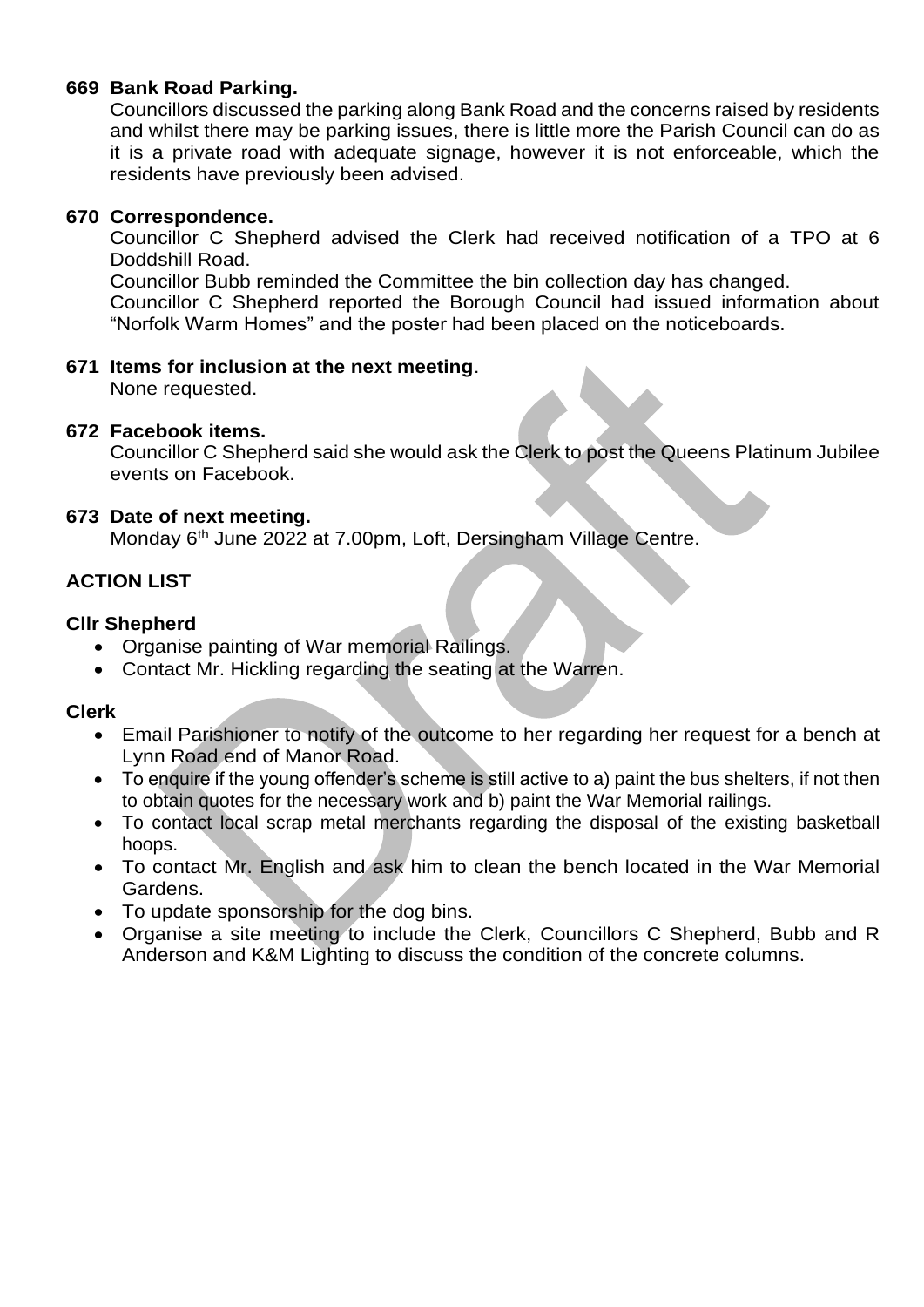**669 Bank Road Parking.**

Councillors discussed the parking along Bank Road and the concerns raised by residents and whilst there may be parking issues, there is little more the Parish Council can do as it is a private road with adequate signage, however it is not enforceable, which the residents have previously been advised.

**670 Correspondence.**

Councillor C Shepherd advised the Clerk had received notification of a TPO at 6 Doddshill Road.

Councillor Bubb reminded the Committee the bin collection day has changed.

Councillor C Shepherd reported the Borough Council had issued information about "Norfolk Warm Homes" and the poster had been placed on the noticeboards.

**671 Items for inclusion at the next meeting.**

None requested.

**672 Facebook items.**

Councillor C Shepherd said she would ask the Clerk to post the Queens Platinum Jubilee events on Facebook.

**673 Date of next meeting.**

Monday 6th June 2022 at 7.00pm, Loft, Dersingham Village Centre.

## ACTION LIST

**Cllr Shepherd**

- Organise painting of War memorial Railings.
- Contact Mr. Hickling regarding the seating at the Warren.

**Clerk**

- Email Parishioner to notify of the outcome to her regarding her request for a bench at Lynn Road end of Manor Road.
- To enquire if the young offender's scheme is still active to a) paint the bus shelters, if not then to obtain quotes for the necessary work and b) paint the War Memorial railings.
- To contact local scrap metal merchants regarding the disposal of the existing basketball hoops.
- To contact Mr. English and ask him to clean the bench located in the War Memorial Gardens.
- To update sponsorship for the dog bins.
- Organise a site meeting to include the Clerk, Councillors C Shepherd, Bubb and R Anderson and K&M Lighting to discuss the condition of the concrete columns.